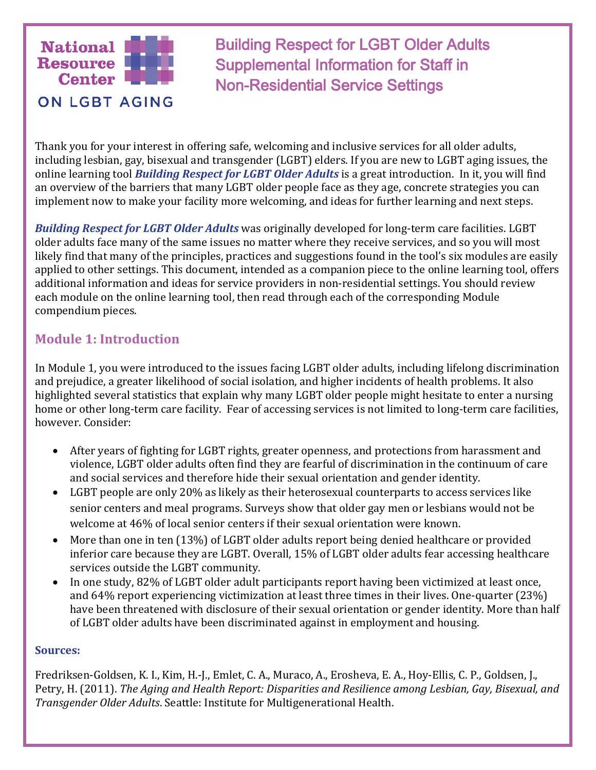National Resource Center ON LGBT AGING

# Building Respect for LGBT Older Adults Supplemental Information for Staff in Non-Residential Service Settings

Thank you for your interest in offering safe, welcoming and inclusive services for all older adults, including lesbian, gay, bisexual and transgender (LGBT) elders. If you are new to LGBT aging issues, the online learning tool ***Building Respect for LGBT Older Adults*** is a great introduction. In it, you will find an overview of the barriers that many LGBT older people face as they age, concrete strategies you can implement now to make your facility more welcoming, and ideas for further learning and next steps.

***Building Respect for LGBT Older Adults*** was originally developed for long-term care facilities. LGBT older adults face many of the same issues no matter where they receive services, and so you will most likely find that many of the principles, practices and suggestions found in the tool's six modules are easily applied to other settings. This document, intended as a companion piece to the online learning tool, offers additional information and ideas for service providers in non-residential settings. You should review each module on the online learning tool, then read through each of the corresponding Module compendium pieces.

## Module 1: Introduction

In Module 1, you were introduced to the issues facing LGBT older adults, including lifelong discrimination and prejudice, a greater likelihood of social isolation, and higher incidents of health problems. It also highlighted several statistics that explain why many LGBT older people might hesitate to enter a nursing home or other long-term care facility. Fear of accessing services is not limited to long-term care facilities, however. Consider:

- After years of fighting for LGBT rights, greater openness, and protections from harassment and violence, LGBT older adults often find they are fearful of discrimination in the continuum of care and social services and therefore hide their sexual orientation and gender identity.
- LGBT people are only 20% as likely as their heterosexual counterparts to access services like senior centers and meal programs. Surveys show that older gay men or lesbians would not be welcome at 46% of local senior centers if their sexual orientation were known.
- More than one in ten (13%) of LGBT older adults report being denied healthcare or provided inferior care because they are LGBT. Overall, 15% of LGBT older adults fear accessing healthcare services outside the LGBT community.
- In one study, 82% of LGBT older adult participants report having been victimized at least once, and 64% report experiencing victimization at least three times in their lives. One-quarter (23%) have been threatened with disclosure of their sexual orientation or gender identity. More than half of LGBT older adults have been discriminated against in employment and housing.

**Sources:**

Fredriksen-Goldsen, K. I., Kim, H.-J., Emlet, C. A., Muraco, A., Erosheva, E. A., Hoy-Ellis, C. P., Goldsen, J., Petry, H. (2011). *The Aging and Health Report: Disparities and Resilience among Lesbian, Gay, Bisexual, and Transgender Older Adults*. Seattle: Institute for Multigenerational Health.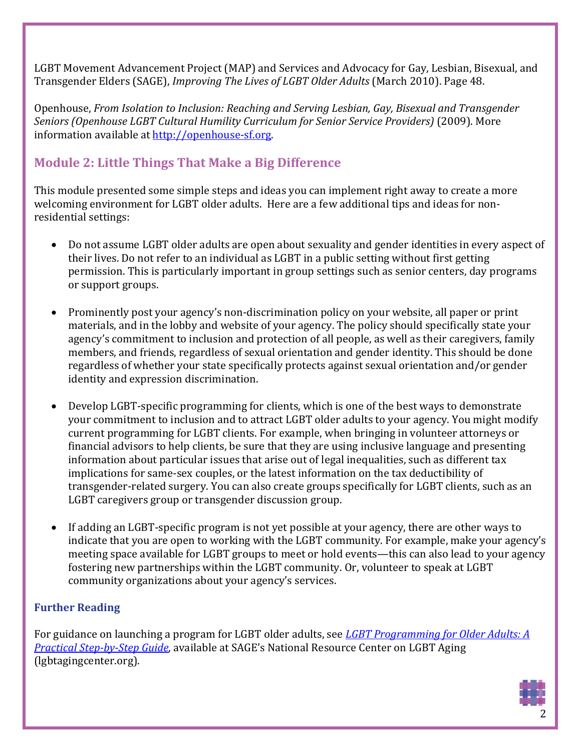LGBT Movement Advancement Project (MAP) and Services and Advocacy for Gay, Lesbian, Bisexual, and Transgender Elders (SAGE), *Improving The Lives of LGBT Older Adults* (March 2010). Page 48.

Openhouse, *From Isolation to Inclusion: Reaching and Serving Lesbian, Gay, Bisexual and Transgender Seniors (Openhouse LGBT Cultural Humility Curriculum for Senior Service Providers)* (2009). More information available at [http://openhouse-sf.org](http://openhouse-sf.org).

## Module 2: Little Things That Make a Big Difference

This module presented some simple steps and ideas you can implement right away to create a more welcoming environment for LGBT older adults. Here are a few additional tips and ideas for non-residential settings:

- Do not assume LGBT older adults are open about sexuality and gender identities in every aspect of their lives. Do not refer to an individual as LGBT in a public setting without first getting permission. This is particularly important in group settings such as senior centers, day programs or support groups.

- Prominently post your agency's non-discrimination policy on your website, all paper or print materials, and in the lobby and website of your agency. The policy should specifically state your agency's commitment to inclusion and protection of all people, as well as their caregivers, family members, and friends, regardless of sexual orientation and gender identity. This should be done regardless of whether your state specifically protects against sexual orientation and/or gender identity and expression discrimination.

- Develop LGBT-specific programming for clients, which is one of the best ways to demonstrate your commitment to inclusion and to attract LGBT older adults to your agency. You might modify current programming for LGBT clients. For example, when bringing in volunteer attorneys or financial advisors to help clients, be sure that they are using inclusive language and presenting information about particular issues that arise out of legal inequalities, such as different tax implications for same-sex couples, or the latest information on the tax deductibility of transgender-related surgery. You can also create groups specifically for LGBT clients, such as an LGBT caregivers group or transgender discussion group.

- If adding an LGBT-specific program is not yet possible at your agency, there are other ways to indicate that you are open to working with the LGBT community. For example, make your agency's meeting space available for LGBT groups to meet or hold events—this can also lead to your agency fostering new partnerships within the LGBT community. Or, volunteer to speak at LGBT community organizations about your agency's services.

### Further Reading

For guidance on launching a program for LGBT older adults, see *[LGBT Programming for Older Adults: A Practical Step-by-Step Guide](lgbtagingcenter.org)*, available at SAGE's National Resource Center on LGBT Aging (lgbtagingcenter.org).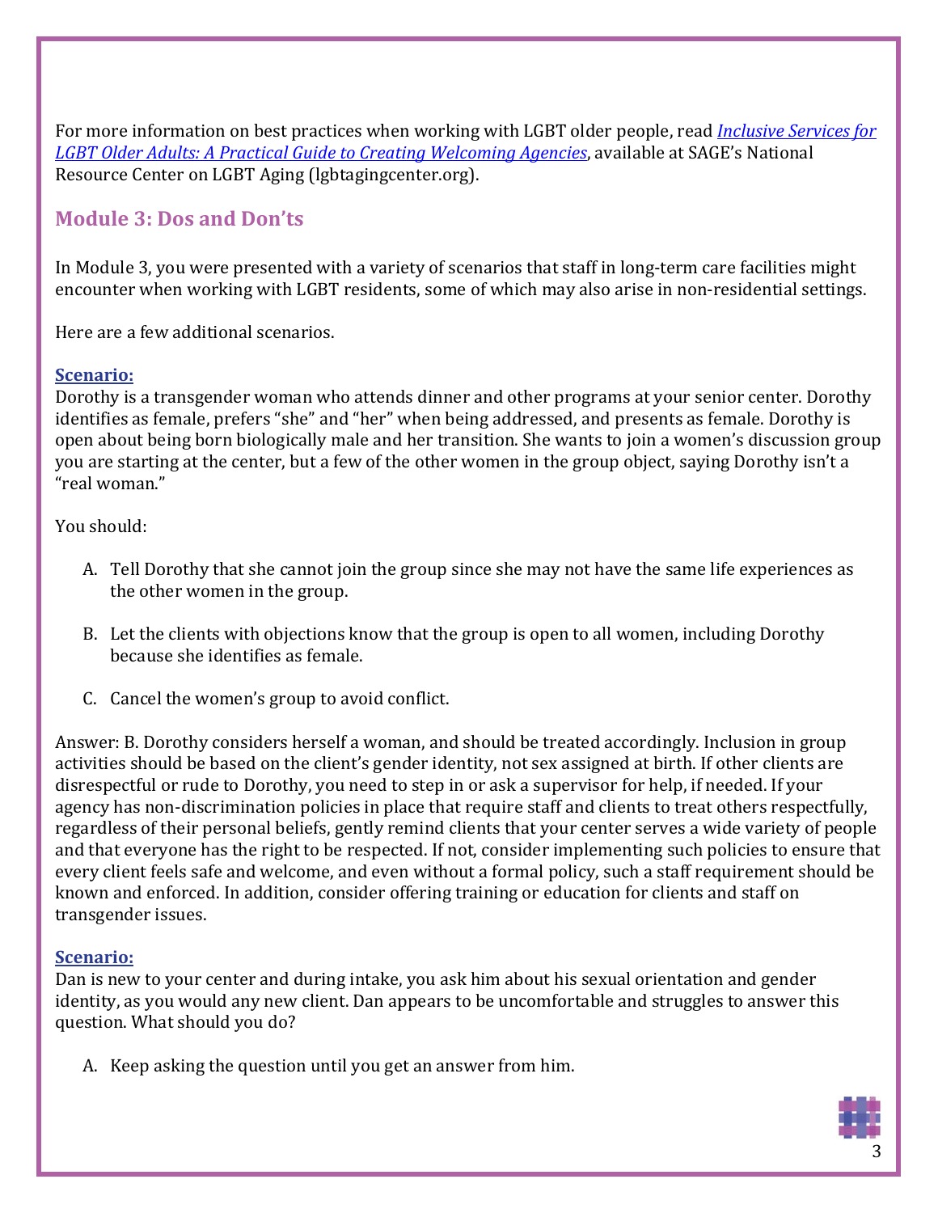For more information on best practices when working with LGBT older people, read [*Inclusive Services for LGBT Older Adults: A Practical Guide to Creating Welcoming Agencies*](), available at SAGE's National Resource Center on LGBT Aging (lgbtagingcenter.org).

## Module 3: Dos and Don'ts

In Module 3, you were presented with a variety of scenarios that staff in long-term care facilities might encounter when working with LGBT residents, some of which may also arise in non-residential settings.

Here are a few additional scenarios.

**Scenario:**

Dorothy is a transgender woman who attends dinner and other programs at your senior center. Dorothy identifies as female, prefers "she" and "her" when being addressed, and presents as female. Dorothy is open about being born biologically male and her transition. She wants to join a women's discussion group you are starting at the center, but a few of the other women in the group object, saying Dorothy isn't a "real woman."

You should:

A. Tell Dorothy that she cannot join the group since she may not have the same life experiences as the other women in the group.

B. Let the clients with objections know that the group is open to all women, including Dorothy because she identifies as female.

C. Cancel the women's group to avoid conflict.

Answer: B. Dorothy considers herself a woman, and should be treated accordingly. Inclusion in group activities should be based on the client's gender identity, not sex assigned at birth. If other clients are disrespectful or rude to Dorothy, you need to step in or ask a supervisor for help, if needed. If your agency has non-discrimination policies in place that require staff and clients to treat others respectfully, regardless of their personal beliefs, gently remind clients that your center serves a wide variety of people and that everyone has the right to be respected. If not, consider implementing such policies to ensure that every client feels safe and welcome, and even without a formal policy, such a staff requirement should be known and enforced. In addition, consider offering training or education for clients and staff on transgender issues.

**Scenario:**

Dan is new to your center and during intake, you ask him about his sexual orientation and gender identity, as you would any new client. Dan appears to be uncomfortable and struggles to answer this question. What should you do?

A. Keep asking the question until you get an answer from him.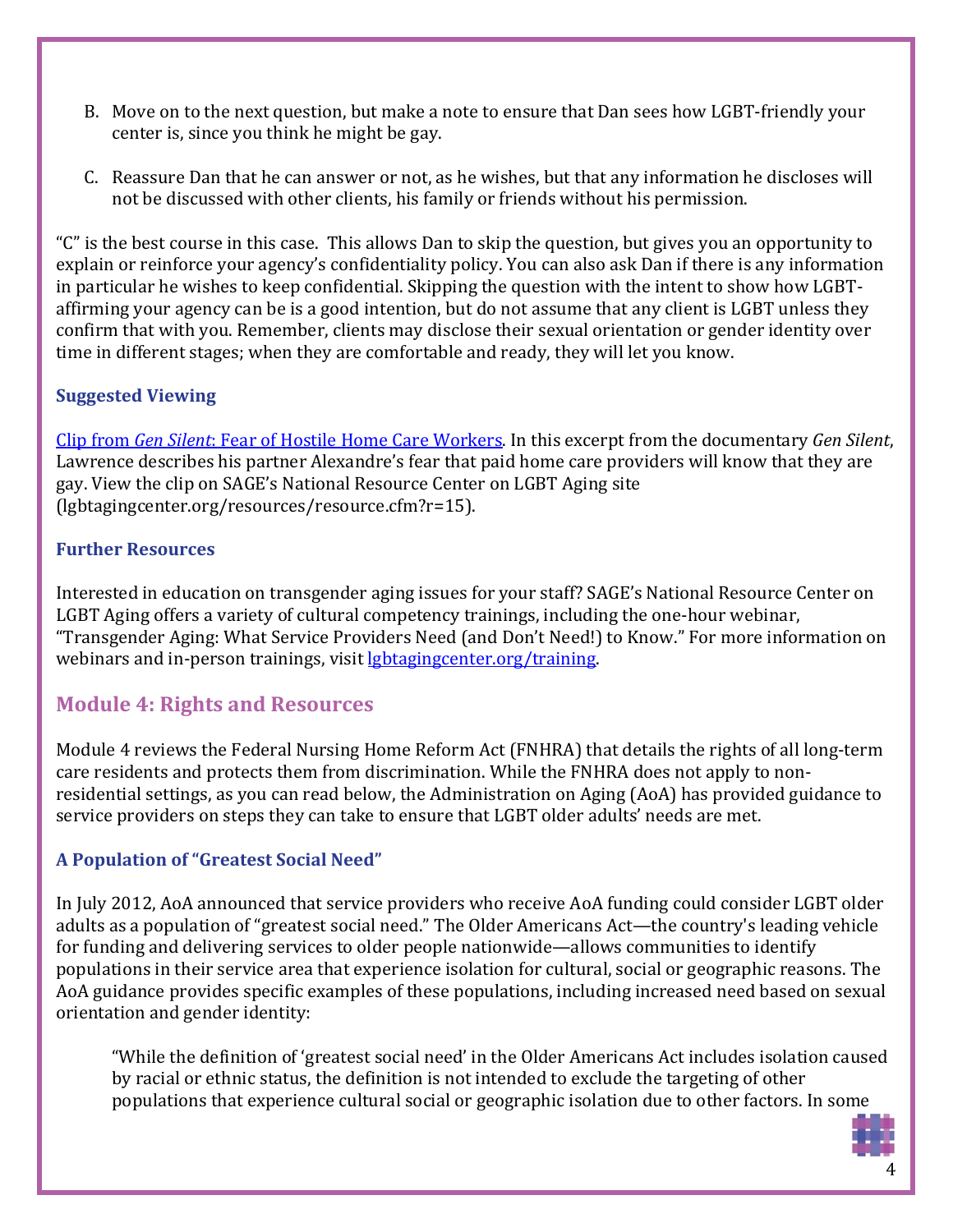B. Move on to the next question, but make a note to ensure that Dan sees how LGBT-friendly your center is, since you think he might be gay.

C. Reassure Dan that he can answer or not, as he wishes, but that any information he discloses will not be discussed with other clients, his family or friends without his permission.

"C" is the best course in this case. This allows Dan to skip the question, but gives you an opportunity to explain or reinforce your agency's confidentiality policy. You can also ask Dan if there is any information in particular he wishes to keep confidential. Skipping the question with the intent to show how LGBT-affirming your agency can be is a good intention, but do not assume that any client is LGBT unless they confirm that with you. Remember, clients may disclose their sexual orientation or gender identity over time in different stages; when they are comfortable and ready, they will let you know.

### Suggested Viewing

Clip from *Gen Silent*: Fear of Hostile Home Care Workers. In this excerpt from the documentary *Gen Silent*, Lawrence describes his partner Alexandre's fear that paid home care providers will know that they are gay. View the clip on SAGE's National Resource Center on LGBT Aging site (lgbtagingcenter.org/resources/resource.cfm?r=15).

### Further Resources

Interested in education on transgender aging issues for your staff? SAGE's National Resource Center on LGBT Aging offers a variety of cultural competency trainings, including the one-hour webinar, "Transgender Aging: What Service Providers Need (and Don't Need!) to Know." For more information on webinars and in-person trainings, visit lgbtagingcenter.org/training.

## Module 4: Rights and Resources

Module 4 reviews the Federal Nursing Home Reform Act (FNHRA) that details the rights of all long-term care residents and protects them from discrimination. While the FNHRA does not apply to non-residential settings, as you can read below, the Administration on Aging (AoA) has provided guidance to service providers on steps they can take to ensure that LGBT older adults' needs are met.

### A Population of "Greatest Social Need"

In July 2012, AoA announced that service providers who receive AoA funding could consider LGBT older adults as a population of "greatest social need." The Older Americans Act—the country's leading vehicle for funding and delivering services to older people nationwide—allows communities to identify populations in their service area that experience isolation for cultural, social or geographic reasons. The AoA guidance provides specific examples of these populations, including increased need based on sexual orientation and gender identity:

> "While the definition of 'greatest social need' in the Older Americans Act includes isolation caused by racial or ethnic status, the definition is not intended to exclude the targeting of other populations that experience cultural social or geographic isolation due to other factors. In some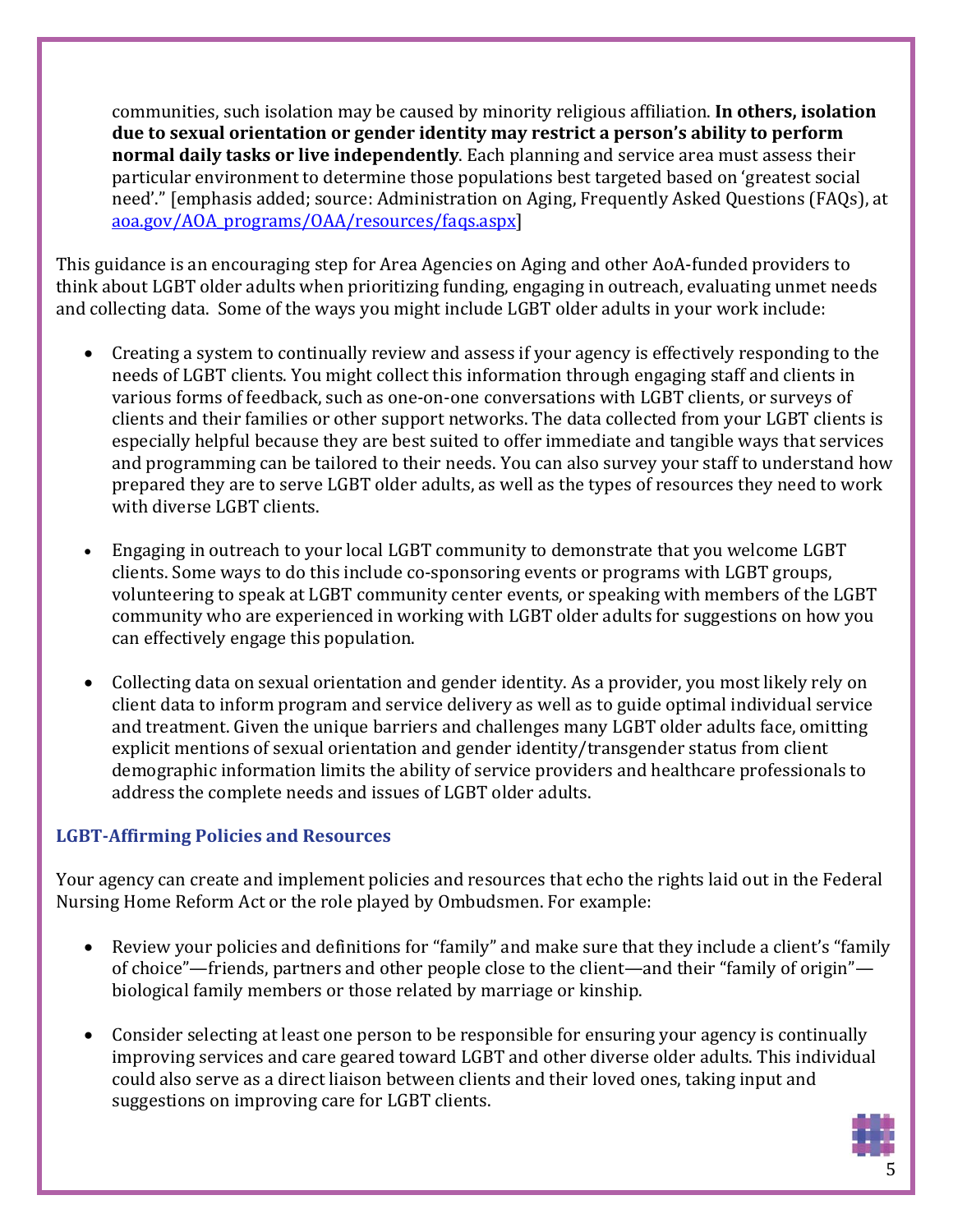communities, such isolation may be caused by minority religious affiliation. **In others, isolation due to sexual orientation or gender identity may restrict a person's ability to perform normal daily tasks or live independently**. Each planning and service area must assess their particular environment to determine those populations best targeted based on 'greatest social need'." [emphasis added; source: Administration on Aging, Frequently Asked Questions (FAQs), at [aoa.gov/AOA_programs/OAA/resources/faqs.aspx](aoa.gov/AOA_programs/OAA/resources/faqs.aspx)]

This guidance is an encouraging step for Area Agencies on Aging and other AoA-funded providers to think about LGBT older adults when prioritizing funding, engaging in outreach, evaluating unmet needs and collecting data. Some of the ways you might include LGBT older adults in your work include:

- Creating a system to continually review and assess if your agency is effectively responding to the needs of LGBT clients. You might collect this information through engaging staff and clients in various forms of feedback, such as one-on-one conversations with LGBT clients, or surveys of clients and their families or other support networks. The data collected from your LGBT clients is especially helpful because they are best suited to offer immediate and tangible ways that services and programming can be tailored to their needs. You can also survey your staff to understand how prepared they are to serve LGBT older adults, as well as the types of resources they need to work with diverse LGBT clients.

- Engaging in outreach to your local LGBT community to demonstrate that you welcome LGBT clients. Some ways to do this include co-sponsoring events or programs with LGBT groups, volunteering to speak at LGBT community center events, or speaking with members of the LGBT community who are experienced in working with LGBT older adults for suggestions on how you can effectively engage this population.

- Collecting data on sexual orientation and gender identity. As a provider, you most likely rely on client data to inform program and service delivery as well as to guide optimal individual service and treatment. Given the unique barriers and challenges many LGBT older adults face, omitting explicit mentions of sexual orientation and gender identity/transgender status from client demographic information limits the ability of service providers and healthcare professionals to address the complete needs and issues of LGBT older adults.

### LGBT-Affirming Policies and Resources

Your agency can create and implement policies and resources that echo the rights laid out in the Federal Nursing Home Reform Act or the role played by Ombudsmen. For example:

- Review your policies and definitions for "family" and make sure that they include a client's "family of choice"—friends, partners and other people close to the client—and their "family of origin"—biological family members or those related by marriage or kinship.

- Consider selecting at least one person to be responsible for ensuring your agency is continually improving services and care geared toward LGBT and other diverse older adults. This individual could also serve as a direct liaison between clients and their loved ones, taking input and suggestions on improving care for LGBT clients.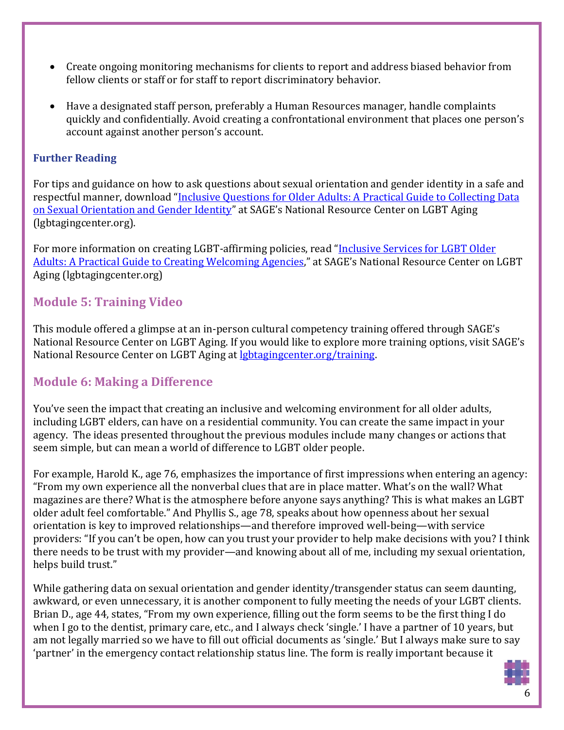- Create ongoing monitoring mechanisms for clients to report and address biased behavior from fellow clients or staff or for staff to report discriminatory behavior.
- Have a designated staff person, preferably a Human Resources manager, handle complaints quickly and confidentially. Avoid creating a confrontational environment that places one person's account against another person's account.

### Further Reading

For tips and guidance on how to ask questions about sexual orientation and gender identity in a safe and respectful manner, download "Inclusive Questions for Older Adults: A Practical Guide to Collecting Data on Sexual Orientation and Gender Identity" at SAGE's National Resource Center on LGBT Aging (lgbtagingcenter.org).

For more information on creating LGBT-affirming policies, read "Inclusive Services for LGBT Older Adults: A Practical Guide to Creating Welcoming Agencies," at SAGE's National Resource Center on LGBT Aging (lgbtagingcenter.org)

## Module 5: Training Video

This module offered a glimpse at an in-person cultural competency training offered through SAGE's National Resource Center on LGBT Aging. If you would like to explore more training options, visit SAGE's National Resource Center on LGBT Aging at lgbtagingcenter.org/training.

## Module 6: Making a Difference

You've seen the impact that creating an inclusive and welcoming environment for all older adults, including LGBT elders, can have on a residential community. You can create the same impact in your agency. The ideas presented throughout the previous modules include many changes or actions that seem simple, but can mean a world of difference to LGBT older people.

For example, Harold K., age 76, emphasizes the importance of first impressions when entering an agency: "From my own experience all the nonverbal clues that are in place matter. What's on the wall? What magazines are there? What is the atmosphere before anyone says anything? This is what makes an LGBT older adult feel comfortable." And Phyllis S., age 78, speaks about how openness about her sexual orientation is key to improved relationships—and therefore improved well-being—with service providers: "If you can't be open, how can you trust your provider to help make decisions with you? I think there needs to be trust with my provider—and knowing about all of me, including my sexual orientation, helps build trust."

While gathering data on sexual orientation and gender identity/transgender status can seem daunting, awkward, or even unnecessary, it is another component to fully meeting the needs of your LGBT clients. Brian D., age 44, states, "From my own experience, filling out the form seems to be the first thing I do when I go to the dentist, primary care, etc., and I always check 'single.' I have a partner of 10 years, but am not legally married so we have to fill out official documents as 'single.' But I always make sure to say 'partner' in the emergency contact relationship status line. The form is really important because it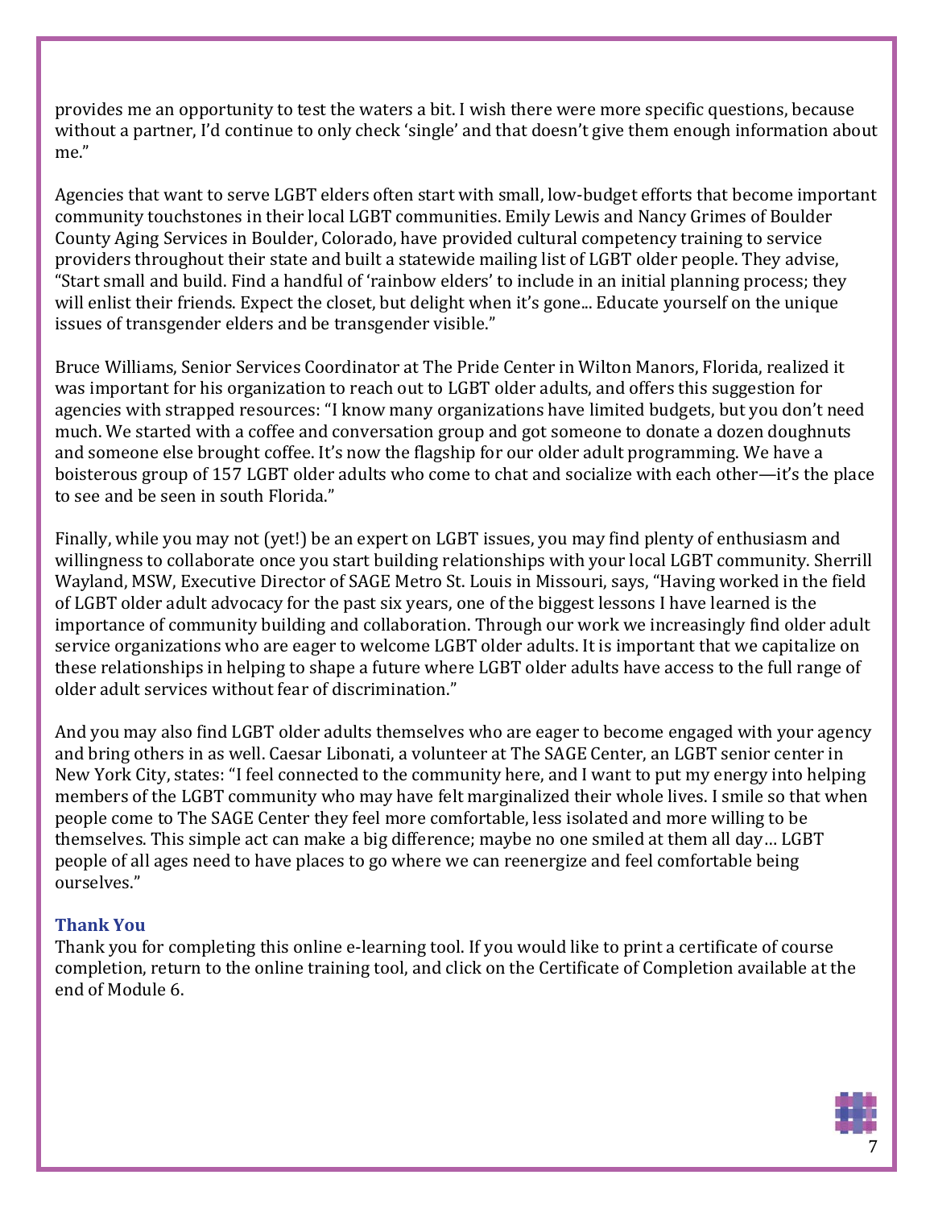provides me an opportunity to test the waters a bit. I wish there were more specific questions, because without a partner, I'd continue to only check 'single' and that doesn't give them enough information about me."

Agencies that want to serve LGBT elders often start with small, low-budget efforts that become important community touchstones in their local LGBT communities. Emily Lewis and Nancy Grimes of Boulder County Aging Services in Boulder, Colorado, have provided cultural competency training to service providers throughout their state and built a statewide mailing list of LGBT older people. They advise, "Start small and build. Find a handful of 'rainbow elders' to include in an initial planning process; they will enlist their friends. Expect the closet, but delight when it's gone... Educate yourself on the unique issues of transgender elders and be transgender visible."

Bruce Williams, Senior Services Coordinator at The Pride Center in Wilton Manors, Florida, realized it was important for his organization to reach out to LGBT older adults, and offers this suggestion for agencies with strapped resources: "I know many organizations have limited budgets, but you don't need much. We started with a coffee and conversation group and got someone to donate a dozen doughnuts and someone else brought coffee. It's now the flagship for our older adult programming. We have a boisterous group of 157 LGBT older adults who come to chat and socialize with each other—it's the place to see and be seen in south Florida."

Finally, while you may not (yet!) be an expert on LGBT issues, you may find plenty of enthusiasm and willingness to collaborate once you start building relationships with your local LGBT community. Sherrill Wayland, MSW, Executive Director of SAGE Metro St. Louis in Missouri, says, "Having worked in the field of LGBT older adult advocacy for the past six years, one of the biggest lessons I have learned is the importance of community building and collaboration. Through our work we increasingly find older adult service organizations who are eager to welcome LGBT older adults. It is important that we capitalize on these relationships in helping to shape a future where LGBT older adults have access to the full range of older adult services without fear of discrimination."

And you may also find LGBT older adults themselves who are eager to become engaged with your agency and bring others in as well. Caesar Libonati, a volunteer at The SAGE Center, an LGBT senior center in New York City, states: "I feel connected to the community here, and I want to put my energy into helping members of the LGBT community who may have felt marginalized their whole lives. I smile so that when people come to The SAGE Center they feel more comfortable, less isolated and more willing to be themselves. This simple act can make a big difference; maybe no one smiled at them all day… LGBT people of all ages need to have places to go where we can reenergize and feel comfortable being ourselves."

### Thank You

Thank you for completing this online e-learning tool. If you would like to print a certificate of course completion, return to the online training tool, and click on the Certificate of Completion available at the end of Module 6.